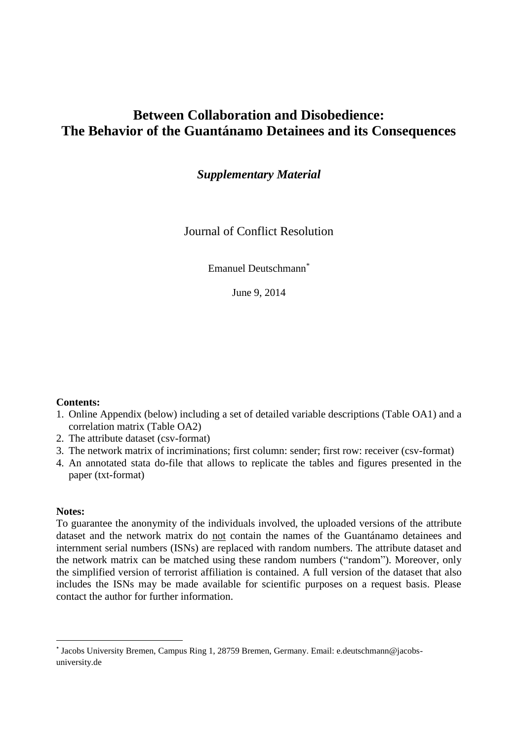# Between Collaboration and Disobedience: The Behavior of the Guantánamo Detainees and its Consequences

***Supplementary Material***

Journal of Conflict Resolution

Emanuel Deutschmann[*]

June 9, 2014

**Contents:**

1. Online Appendix (below) including a set of detailed variable descriptions (Table OA1) and a correlation matrix (Table OA2)
2. The attribute dataset (csv-format)
3. The network matrix of incriminations; first column: sender; first row: receiver (csv-format)
4. An annotated stata do-file that allows to replicate the tables and figures presented in the paper (txt-format)

**Notes:**

To guarantee the anonymity of the individuals involved, the uploaded versions of the attribute dataset and the network matrix do <u>not</u> contain the names of the Guantánamo detainees and internment serial numbers (ISNs) are replaced with random numbers. The attribute dataset and the network matrix can be matched using these random numbers ("random"). Moreover, only the simplified version of terrorist affiliation is contained. A full version of the dataset that also includes the ISNs may be made available for scientific purposes on a request basis. Please contact the author for further information.

[*] Jacobs University Bremen, Campus Ring 1, 28759 Bremen, Germany. Email: e.deutschmann@jacobs-university.de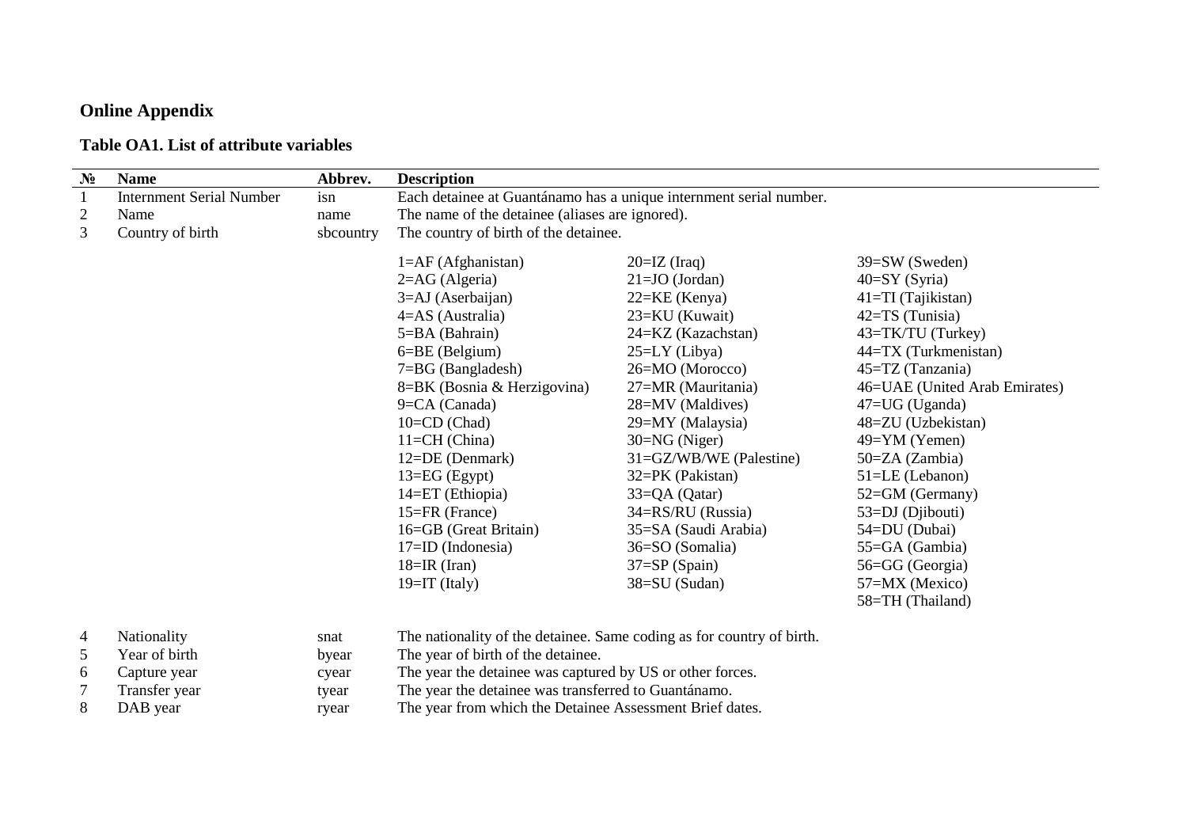## Online Appendix

### Table OA1. List of attribute variables

| № | Name | Abbrev. | Description | | |
|---|---|---|---|---|---|
| 1 | Internment Serial Number | isn | Each detainee at Guantánamo has a unique internment serial number. | | |
| 2 | Name | name | The name of the detainee (aliases are ignored). | | |
| 3 | Country of birth | sbcountry | The country of birth of the detainee. | | |
| | | | 1=AF (Afghanistan) | 20=IZ (Iraq) | 39=SW (Sweden) |
| | | | 2=AG (Algeria) | 21=JO (Jordan) | 40=SY (Syria) |
| | | | 3=AJ (Aserbaijan) | 22=KE (Kenya) | 41=TI (Tajikistan) |
| | | | 4=AS (Australia) | 23=KU (Kuwait) | 42=TS (Tunisia) |
| | | | 5=BA (Bahrain) | 24=KZ (Kazachstan) | 43=TK/TU (Turkey) |
| | | | 6=BE (Belgium) | 25=LY (Libya) | 44=TX (Turkmenistan) |
| | | | 7=BG (Bangladesh) | 26=MO (Morocco) | 45=TZ (Tanzania) |
| | | | 8=BK (Bosnia & Herzigovina) | 27=MR (Mauritania) | 46=UAE (United Arab Emirates) |
| | | | 9=CA (Canada) | 28=MV (Maldives) | 47=UG (Uganda) |
| | | | 10=CD (Chad) | 29=MY (Malaysia) | 48=ZU (Uzbekistan) |
| | | | 11=CH (China) | 30=NG (Niger) | 49=YM (Yemen) |
| | | | 12=DE (Denmark) | 31=GZ/WB/WE (Palestine) | 50=ZA (Zambia) |
| | | | 13=EG (Egypt) | 32=PK (Pakistan) | 51=LE (Lebanon) |
| | | | 14=ET (Ethiopia) | 33=QA (Qatar) | 52=GM (Germany) |
| | | | 15=FR (France) | 34=RS/RU (Russia) | 53=DJ (Djibouti) |
| | | | 16=GB (Great Britain) | 35=SA (Saudi Arabia) | 54=DU (Dubai) |
| | | | 17=ID (Indonesia) | 36=SO (Somalia) | 55=GA (Gambia) |
| | | | 18=IR (Iran) | 37=SP (Spain) | 56=GG (Georgia) |
| | | | 19=IT (Italy) | 38=SU (Sudan) | 57=MX (Mexico) |
| | | | | | 58=TH (Thailand) |
| 4 | Nationality | snat | The nationality of the detainee. Same coding as for country of birth. | | |
| 5 | Year of birth | byear | The year of birth of the detainee. | | |
| 6 | Capture year | cyear | The year the detainee was captured by US or other forces. | | |
| 7 | Transfer year | tyear | The year the detainee was transferred to Guantánamo. | | |
| 8 | DAB year | ryear | The year from which the Detainee Assessment Brief dates. | | |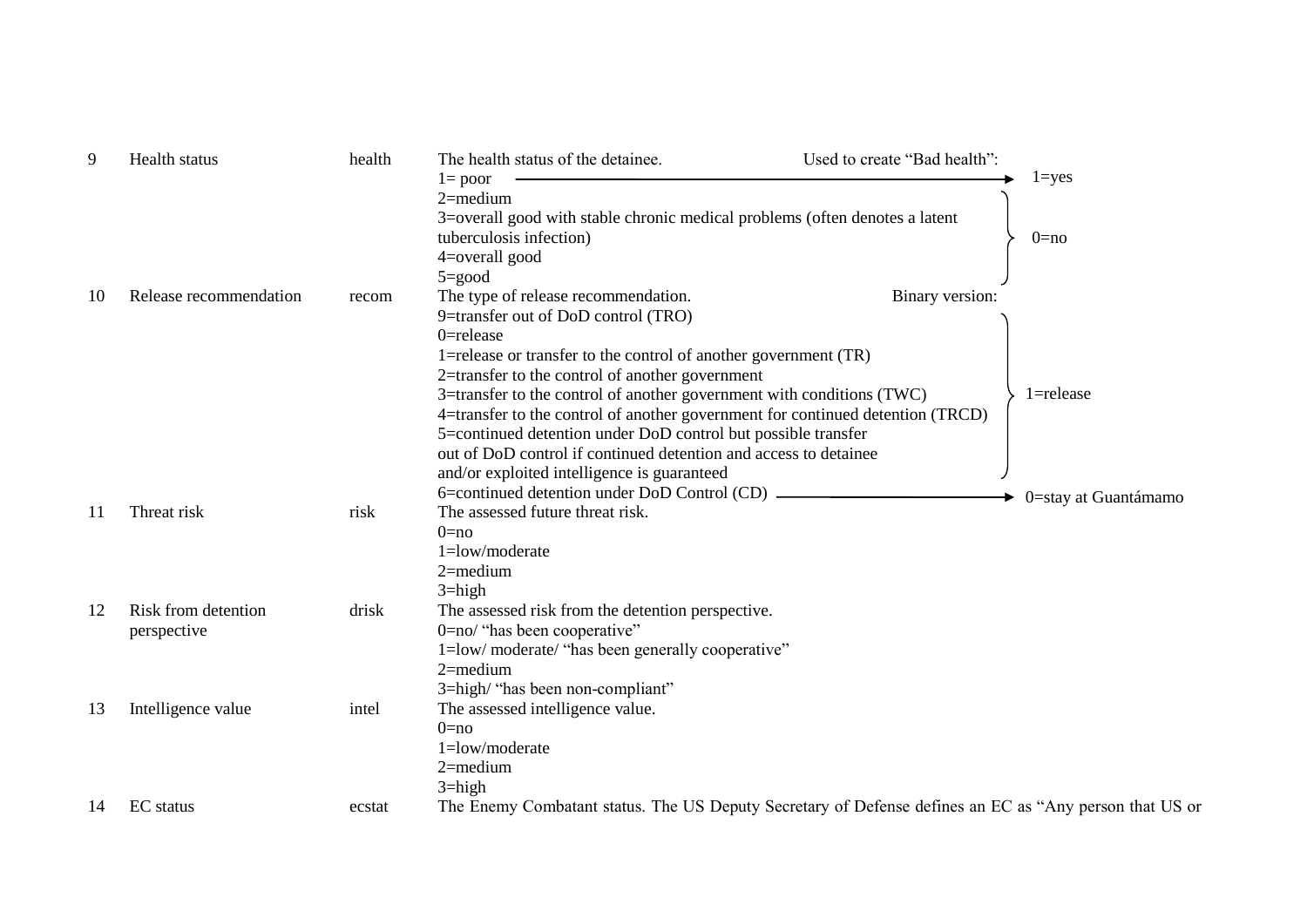| | | | | |
|---|---|---|---|---|
| 9 | Health status | health | The health status of the detainee.<br>1= poor<br>2=medium<br>3=overall good with stable chronic medical problems (often denotes a latent tuberculosis infection)<br>4=overall good<br>5=good | Used to create "Bad health":<br>1 → 1=yes<br>2, 3, 4, 5 → 0=no |
| 10 | Release recommendation | recom | The type of release recommendation.<br>9=transfer out of DoD control (TRO)<br>0=release<br>1=release or transfer to the control of another government (TR)<br>2=transfer to the control of another government<br>3=transfer to the control of another government with conditions (TWC)<br>4=transfer to the control of another government for continued detention (TRCD)<br>5=continued detention under DoD control but possible transfer out of DoD control if continued detention and access to detainee and/or exploited intelligence is guaranteed<br>6=continued detention under DoD Control (CD) | Binary version:<br>9, 0, 1, 2, 3, 4, 5 → 1=release<br>6 → 0=stay at Guantámamo |
| 11 | Threat risk | risk | The assessed future threat risk.<br>0=no<br>1=low/moderate<br>2=medium<br>3=high | |
| 12 | Risk from detention perspective | drisk | The assessed risk from the detention perspective.<br>0=no/ "has been cooperative"<br>1=low/ moderate/ "has been generally cooperative"<br>2=medium<br>3=high/ "has been non-compliant" | |
| 13 | Intelligence value | intel | The assessed intelligence value.<br>0=no<br>1=low/moderate<br>2=medium<br>3=high | |
| 14 | EC status | ecstat | The Enemy Combatant status. The US Deputy Secretary of Defense defines an EC as "Any person that US or | |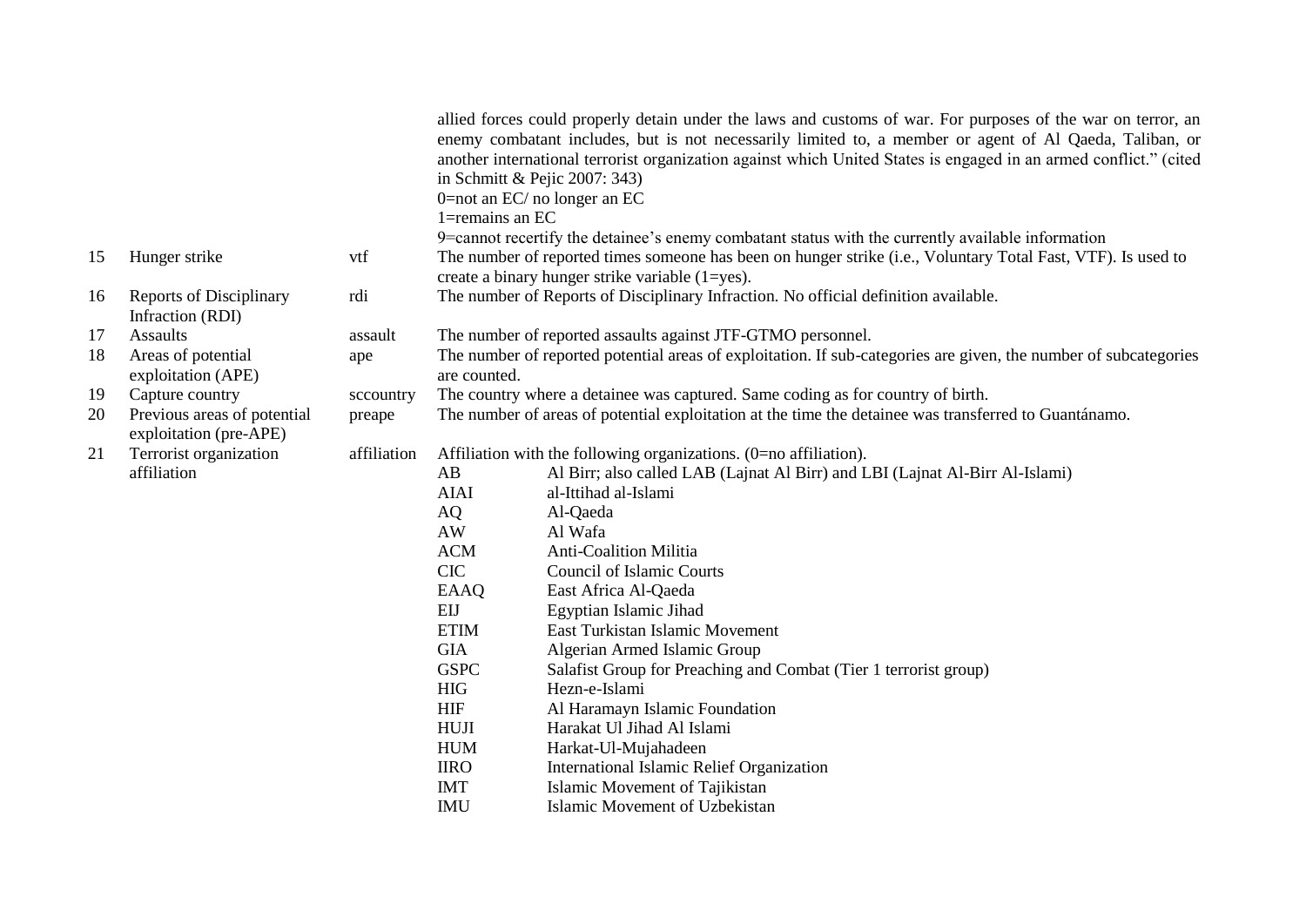| | | | |
|---|---|---|---|
| | | | allied forces could properly detain under the laws and customs of war. For purposes of the war on terror, an enemy combatant includes, but is not necessarily limited to, a member or agent of Al Qaeda, Taliban, or another international terrorist organization against which United States is engaged in an armed conflict." (cited in Schmitt & Pejic 2007: 343)<br>0=not an EC/ no longer an EC<br>1=remains an EC<br>9=cannot recertify the detainee's enemy combatant status with the currently available information |
| 15 | Hunger strike | vtf | The number of reported times someone has been on hunger strike (i.e., Voluntary Total Fast, VTF). Is used to create a binary hunger strike variable (1=yes). |
| 16 | Reports of Disciplinary Infraction (RDI) | rdi | The number of Reports of Disciplinary Infraction. No official definition available. |
| 17 | Assaults | assault | The number of reported assaults against JTF-GTMO personnel. |
| 18 | Areas of potential exploitation (APE) | ape | The number of reported potential areas of exploitation. If sub-categories are given, the number of subcategories are counted. |
| 19 | Capture country | sccountry | The country where a detainee was captured. Same coding as for country of birth. |
| 20 | Previous areas of potential exploitation (pre-APE) | preape | The number of areas of potential exploitation at the time the detainee was transferred to Guantánamo. |
| 21 | Terrorist organization affiliation | affiliation | Affiliation with the following organizations. (0=no affiliation).<br>AB — Al Birr; also called LAB (Lajnat Al Birr) and LBI (Lajnat Al-Birr Al-Islami)<br>AIAI — al-Ittihad al-Islami<br>AQ — Al-Qaeda<br>AW — Al Wafa<br>ACM — Anti-Coalition Militia<br>CIC — Council of Islamic Courts<br>EAAQ — East Africa Al-Qaeda<br>EIJ — Egyptian Islamic Jihad<br>ETIM — East Turkistan Islamic Movement<br>GIA — Algerian Armed Islamic Group<br>GSPC — Salafist Group for Preaching and Combat (Tier 1 terrorist group)<br>HIG — Hezn-e-Islami<br>HIF — Al Haramayn Islamic Foundation<br>HUJI — Harakat Ul Jihad Al Islami<br>HUM — Harkat-Ul-Mujahadeen<br>IIRO — International Islamic Relief Organization<br>IMT — Islamic Movement of Tajikistan<br>IMU — Islamic Movement of Uzbekistan |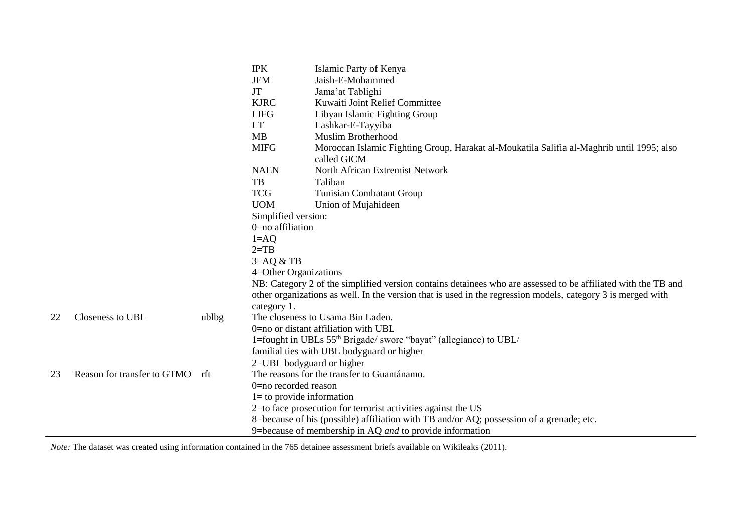| | | | |
|---|---|---|---|
| | | | IPK Islamic Party of Kenya<br>JEM Jaish-E-Mohammed<br>JT Jama'at Tablighi<br>KJRC Kuwaiti Joint Relief Committee<br>LIFG Libyan Islamic Fighting Group<br>LT Lashkar-E-Tayyiba<br>MB Muslim Brotherhood<br>MIFG Moroccan Islamic Fighting Group, Harakat al-Moukatila Salifia al-Maghrib until 1995; also called GICM<br>NAEN North African Extremist Network<br>TB Taliban<br>TCG Tunisian Combatant Group<br>UOM Union of Mujahideen<br>Simplified version:<br>0=no affiliation<br>1=AQ<br>2=TB<br>3=AQ & TB<br>4=Other Organizations<br>NB: Category 2 of the simplified version contains detainees who are assessed to be affiliated with the TB and other organizations as well. In the version that is used in the regression models, category 3 is merged with category 1. |
| 22 | Closeness to UBL | ublbg | The closeness to Usama Bin Laden.<br>0=no or distant affiliation with UBL<br>1=fought in UBLs 55th Brigade/ swore "bayat" (allegiance) to UBL/ familial ties with UBL bodyguard or higher<br>2=UBL bodyguard or higher |
| 23 | Reason for transfer to GTMO | rft | The reasons for the transfer to Guantánamo.<br>0=no recorded reason<br>1= to provide information<br>2=to face prosecution for terrorist activities against the US<br>8=because of his (possible) affiliation with TB and/or AQ; possession of a grenade; etc.<br>9=because of membership in AQ *and* to provide information |

*Note:* The dataset was created using information contained in the 765 detainee assessment briefs available on Wikileaks (2011).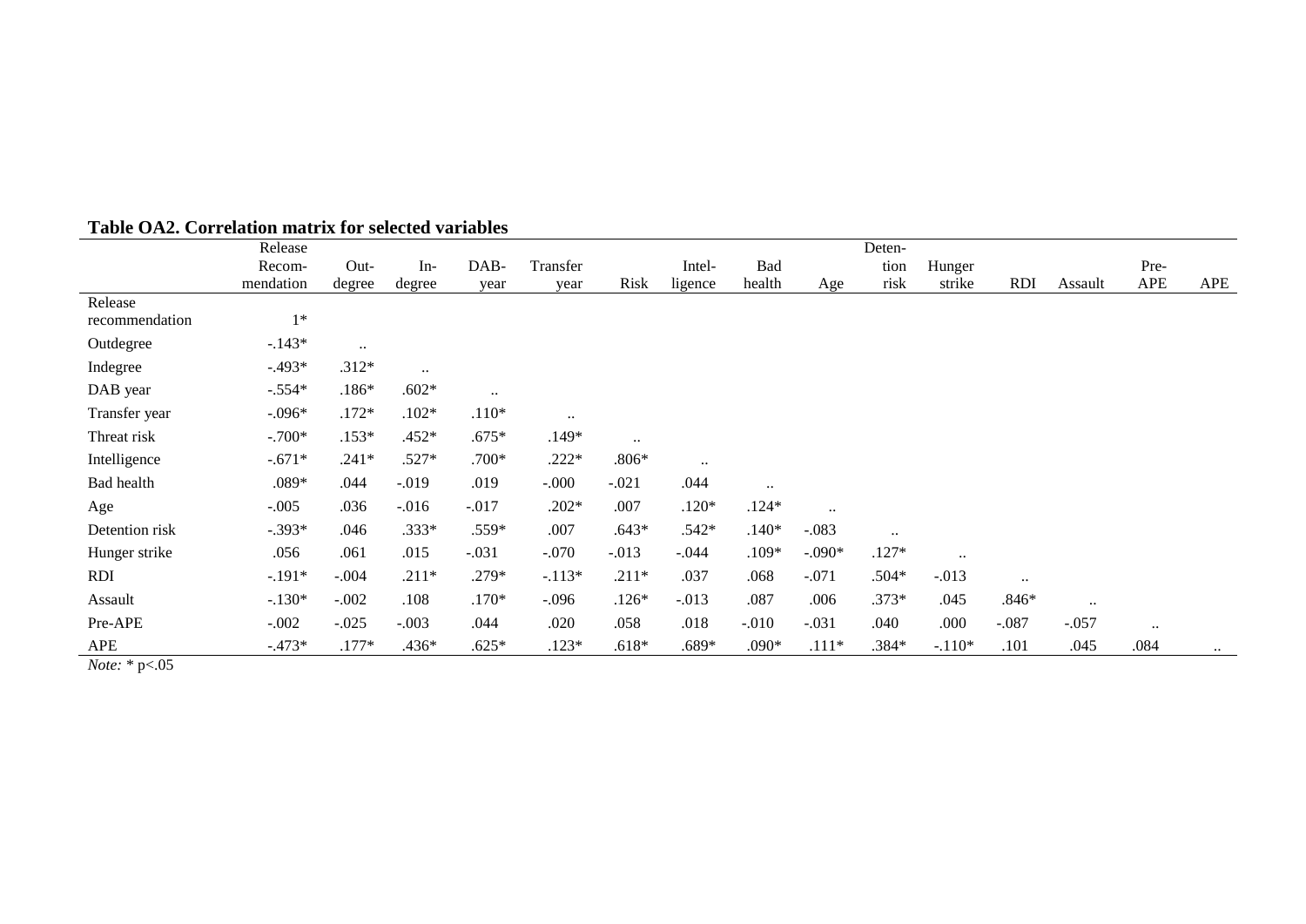**Table OA2. Correlation matrix for selected variables**

| | Release Recommendation | Outdegree | Indegree | DAB-year | Transfer year | Risk | Intelligence | Bad health | Age | Detention risk | Hunger strike | RDI | Assault | Pre-APE | APE |
|---|---|---|---|---|---|---|---|---|---|---|---|---|---|---|---|
| Release recommendation | 1* | | | | | | | | | | | | | | |
| Outdegree | -.143* | .. | | | | | | | | | | | | | |
| Indegree | -.493* | .312* | .. | | | | | | | | | | | | |
| DAB year | -.554* | .186* | .602* | .. | | | | | | | | | | | |
| Transfer year | -.096* | .172* | .102* | .110* | .. | | | | | | | | | | |
| Threat risk | -.700* | .153* | .452* | .675* | .149* | .. | | | | | | | | | |
| Intelligence | -.671* | .241* | .527* | .700* | .222* | .806* | .. | | | | | | | | |
| Bad health | .089* | .044 | -.019 | .019 | -.000 | -.021 | .044 | .. | | | | | | | |
| Age | -.005 | .036 | -.016 | -.017 | .202* | .007 | .120* | .124* | .. | | | | | | |
| Detention risk | -.393* | .046 | .333* | .559* | .007 | .643* | .542* | .140* | -.083 | .. | | | | | |
| Hunger strike | .056 | .061 | .015 | -.031 | -.070 | -.013 | -.044 | .109* | -.090* | .127* | .. | | | | |
| RDI | -.191* | -.004 | .211* | .279* | -.113* | .211* | .037 | .068 | -.071 | .504* | -.013 | .. | | | |
| Assault | -.130* | -.002 | .108 | .170* | -.096 | .126* | -.013 | .087 | .006 | .373* | .045 | .846* | .. | | |
| Pre-APE | -.002 | -.025 | -.003 | .044 | .020 | .058 | .018 | -.010 | -.031 | .040 | .000 | -.087 | -.057 | .. | |
| APE | -.473* | .177* | .436* | .625* | .123* | .618* | .689* | .090* | .111* | .384* | -.110* | .101 | .045 | .084 | .. |

*Note:* * p<.05